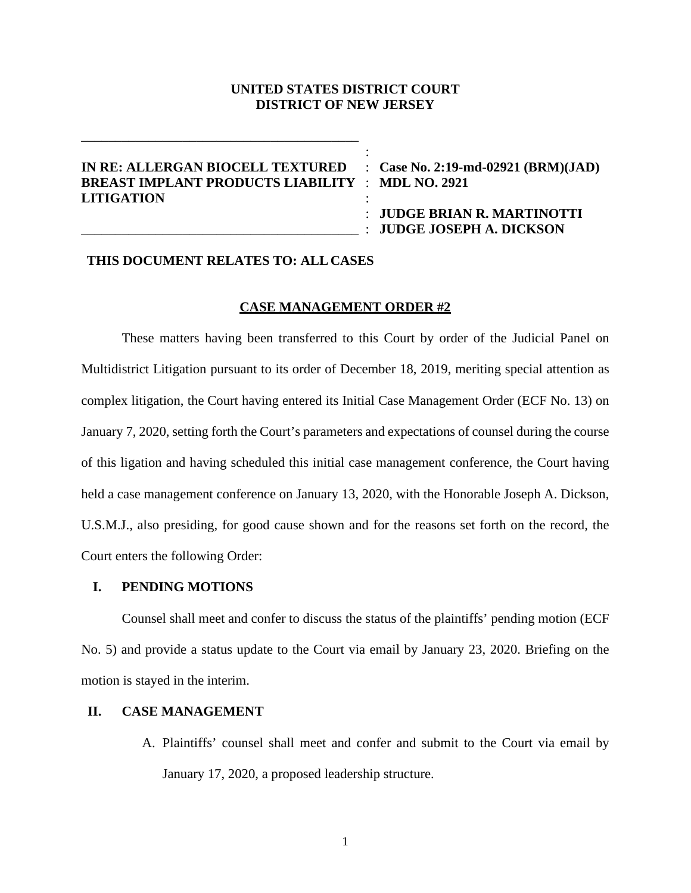**UNITED STATES DISTRICT COURT**
**DISTRICT OF NEW JERSEY**

| | |
|---|---|
| **IN RE: ALLERGAN BIOCELL TEXTURED BREAST IMPLANT PRODUCTS LIABILITY LITIGATION** | **Case No. 2:19-md-02921 (BRM)(JAD)** |
| | **MDL NO. 2921** |
| | **JUDGE BRIAN R. MARTINOTTI** |
| | **JUDGE JOSEPH A. DICKSON** |

**THIS DOCUMENT RELATES TO: ALL CASES**

**CASE MANAGEMENT ORDER #2**

These matters having been transferred to this Court by order of the Judicial Panel on Multidistrict Litigation pursuant to its order of December 18, 2019, meriting special attention as complex litigation, the Court having entered its Initial Case Management Order (ECF No. 13) on January 7, 2020, setting forth the Court's parameters and expectations of counsel during the course of this ligation and having scheduled this initial case management conference, the Court having held a case management conference on January 13, 2020, with the Honorable Joseph A. Dickson, U.S.M.J., also presiding, for good cause shown and for the reasons set forth on the record, the Court enters the following Order:

## I. PENDING MOTIONS

Counsel shall meet and confer to discuss the status of the plaintiffs' pending motion (ECF No. 5) and provide a status update to the Court via email by January 23, 2020. Briefing on the motion is stayed in the interim.

## II. CASE MANAGEMENT

A. Plaintiffs' counsel shall meet and confer and submit to the Court via email by January 17, 2020, a proposed leadership structure.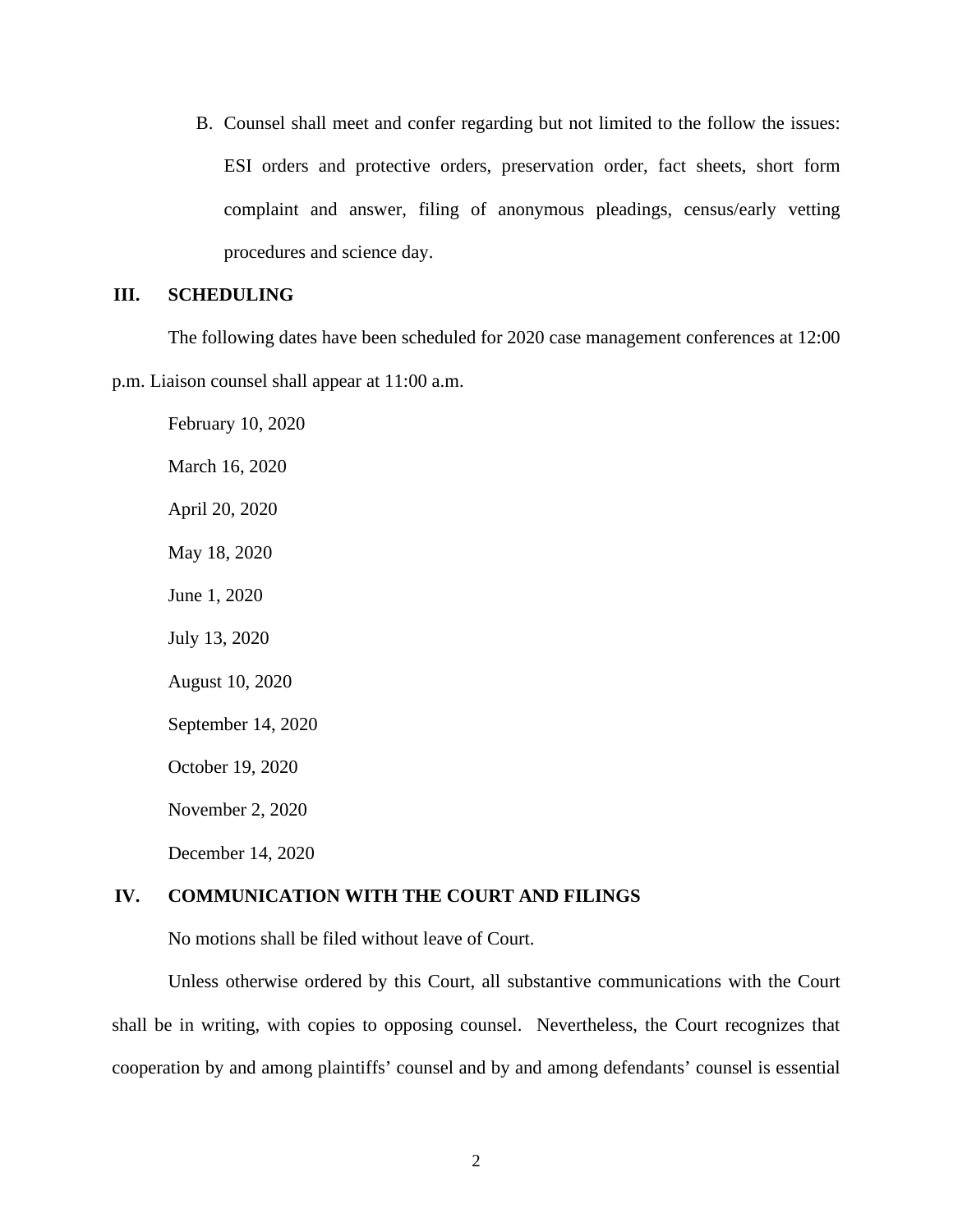B. Counsel shall meet and confer regarding but not limited to the follow the issues: ESI orders and protective orders, preservation order, fact sheets, short form complaint and answer, filing of anonymous pleadings, census/early vetting procedures and science day.

## III. SCHEDULING

The following dates have been scheduled for 2020 case management conferences at 12:00 p.m. Liaison counsel shall appear at 11:00 a.m.

February 10, 2020

March 16, 2020

April 20, 2020

May 18, 2020

June 1, 2020

July 13, 2020

August 10, 2020

September 14, 2020

October 19, 2020

November 2, 2020

December 14, 2020

## IV. COMMUNICATION WITH THE COURT AND FILINGS

No motions shall be filed without leave of Court.

Unless otherwise ordered by this Court, all substantive communications with the Court shall be in writing, with copies to opposing counsel. Nevertheless, the Court recognizes that cooperation by and among plaintiffs' counsel and by and among defendants' counsel is essential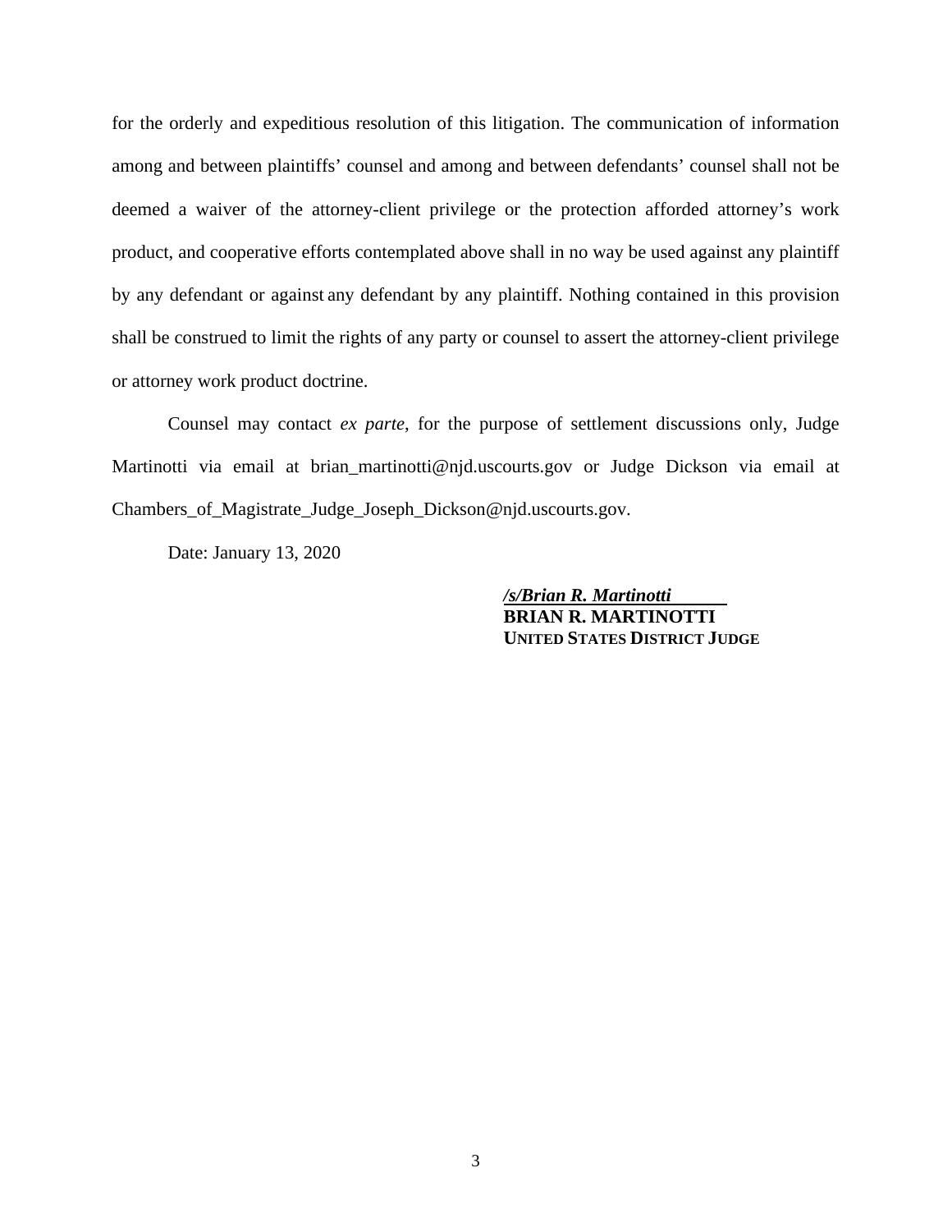for the orderly and expeditious resolution of this litigation. The communication of information among and between plaintiffs' counsel and among and between defendants' counsel shall not be deemed a waiver of the attorney-client privilege or the protection afforded attorney's work product, and cooperative efforts contemplated above shall in no way be used against any plaintiff by any defendant or against any defendant by any plaintiff. Nothing contained in this provision shall be construed to limit the rights of any party or counsel to assert the attorney-client privilege or attorney work product doctrine.

Counsel may contact *ex parte*, for the purpose of settlement discussions only, Judge Martinotti via email at brian_martinotti@njd.uscourts.gov or Judge Dickson via email at Chambers_of_Magistrate_Judge_Joseph_Dickson@njd.uscourts.gov.

Date: January 13, 2020

***/s/Brian R. Martinotti***
**BRIAN R. MARTINOTTI**
**UNITED STATES DISTRICT JUDGE**